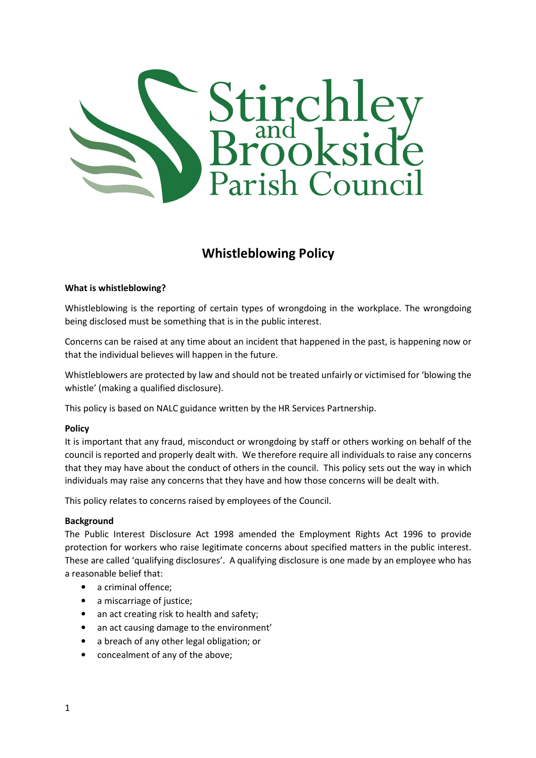# Whistleblowing Policy

**What is whistleblowing?**

Whistleblowing is the reporting of certain types of wrongdoing in the workplace. The wrongdoing being disclosed must be something that is in the public interest.

Concerns can be raised at any time about an incident that happened in the past, is happening now or that the individual believes will happen in the future.

Whistleblowers are protected by law and should not be treated unfairly or victimised for 'blowing the whistle' (making a qualified disclosure).

This policy is based on NALC guidance written by the HR Services Partnership.

**Policy**

It is important that any fraud, misconduct or wrongdoing by staff or others working on behalf of the council is reported and properly dealt with. We therefore require all individuals to raise any concerns that they may have about the conduct of others in the council. This policy sets out the way in which individuals may raise any concerns that they have and how those concerns will be dealt with.

This policy relates to concerns raised by employees of the Council.

**Background**

The Public Interest Disclosure Act 1998 amended the Employment Rights Act 1996 to provide protection for workers who raise legitimate concerns about specified matters in the public interest. These are called 'qualifying disclosures'. A qualifying disclosure is one made by an employee who has a reasonable belief that:

- a criminal offence;
- a miscarriage of justice;
- an act creating risk to health and safety;
- an act causing damage to the environment'
- a breach of any other legal obligation; or
- concealment of any of the above;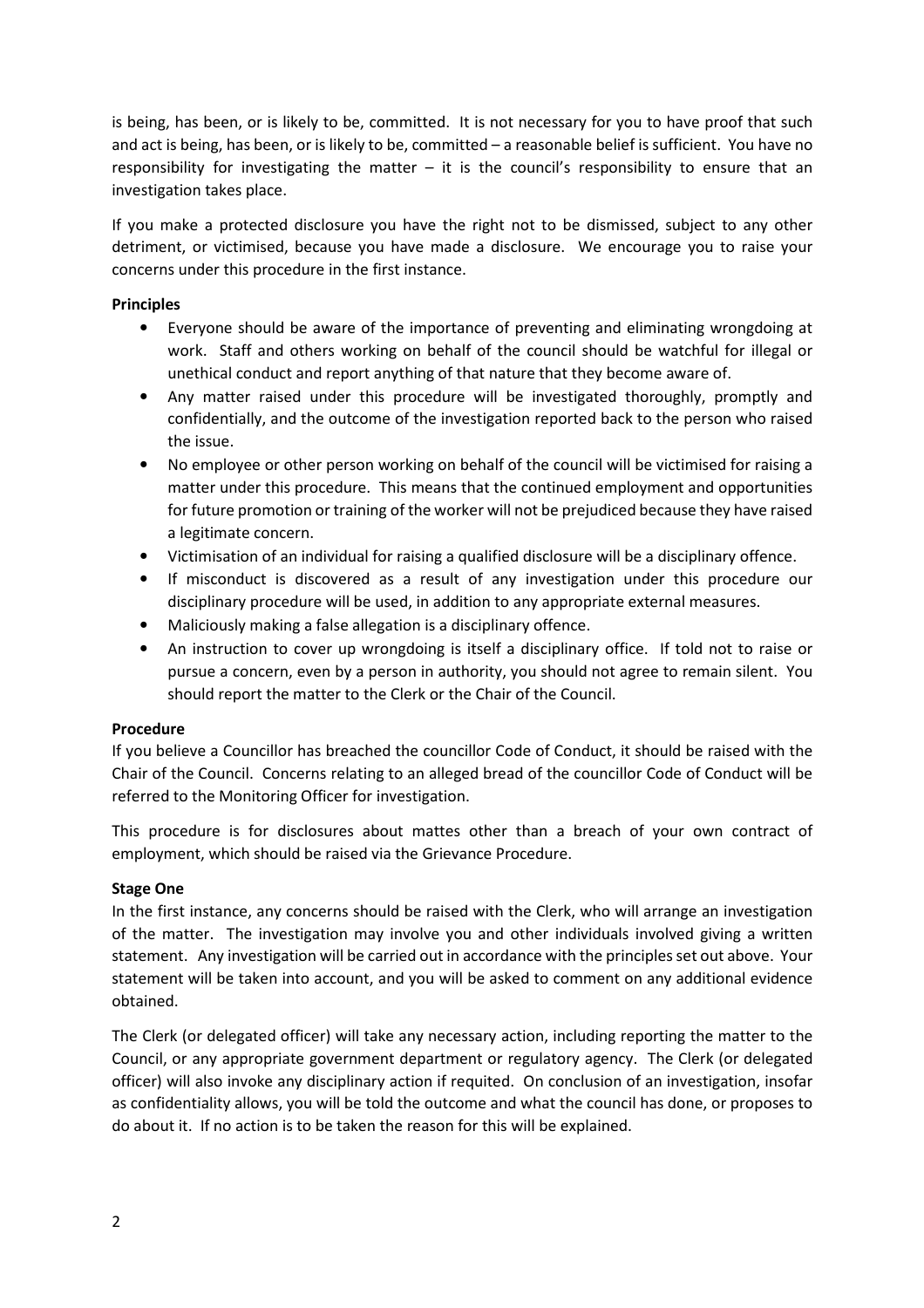is being, has been, or is likely to be, committed. It is not necessary for you to have proof that such and act is being, has been, or is likely to be, committed – a reasonable belief is sufficient. You have no responsibility for investigating the matter – it is the council's responsibility to ensure that an investigation takes place.

If you make a protected disclosure you have the right not to be dismissed, subject to any other detriment, or victimised, because you have made a disclosure. We encourage you to raise your concerns under this procedure in the first instance.

**Principles**

- Everyone should be aware of the importance of preventing and eliminating wrongdoing at work. Staff and others working on behalf of the council should be watchful for illegal or unethical conduct and report anything of that nature that they become aware of.
- Any matter raised under this procedure will be investigated thoroughly, promptly and confidentially, and the outcome of the investigation reported back to the person who raised the issue.
- No employee or other person working on behalf of the council will be victimised for raising a matter under this procedure. This means that the continued employment and opportunities for future promotion or training of the worker will not be prejudiced because they have raised a legitimate concern.
- Victimisation of an individual for raising a qualified disclosure will be a disciplinary offence.
- If misconduct is discovered as a result of any investigation under this procedure our disciplinary procedure will be used, in addition to any appropriate external measures.
- Maliciously making a false allegation is a disciplinary offence.
- An instruction to cover up wrongdoing is itself a disciplinary office. If told not to raise or pursue a concern, even by a person in authority, you should not agree to remain silent. You should report the matter to the Clerk or the Chair of the Council.

**Procedure**

If you believe a Councillor has breached the councillor Code of Conduct, it should be raised with the Chair of the Council. Concerns relating to an alleged bread of the councillor Code of Conduct will be referred to the Monitoring Officer for investigation.

This procedure is for disclosures about mattes other than a breach of your own contract of employment, which should be raised via the Grievance Procedure.

**Stage One**

In the first instance, any concerns should be raised with the Clerk, who will arrange an investigation of the matter. The investigation may involve you and other individuals involved giving a written statement. Any investigation will be carried out in accordance with the principles set out above. Your statement will be taken into account, and you will be asked to comment on any additional evidence obtained.

The Clerk (or delegated officer) will take any necessary action, including reporting the matter to the Council, or any appropriate government department or regulatory agency. The Clerk (or delegated officer) will also invoke any disciplinary action if requited. On conclusion of an investigation, insofar as confidentiality allows, you will be told the outcome and what the council has done, or proposes to do about it. If no action is to be taken the reason for this will be explained.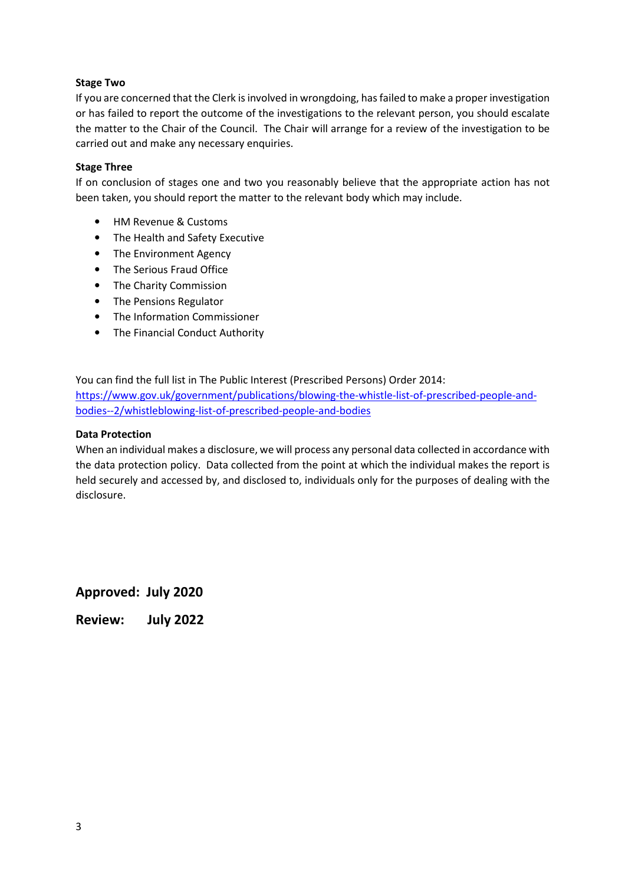**Stage Two**

If you are concerned that the Clerk is involved in wrongdoing, has failed to make a proper investigation or has failed to report the outcome of the investigations to the relevant person, you should escalate the matter to the Chair of the Council. The Chair will arrange for a review of the investigation to be carried out and make any necessary enquiries.

**Stage Three**

If on conclusion of stages one and two you reasonably believe that the appropriate action has not been taken, you should report the matter to the relevant body which may include.

- HM Revenue & Customs
- The Health and Safety Executive
- The Environment Agency
- The Serious Fraud Office
- The Charity Commission
- The Pensions Regulator
- The Information Commissioner
- The Financial Conduct Authority

You can find the full list in The Public Interest (Prescribed Persons) Order 2014:
[https://www.gov.uk/government/publications/blowing-the-whistle-list-of-prescribed-people-and-bodies--2/whistleblowing-list-of-prescribed-people-and-bodies](https://www.gov.uk/government/publications/blowing-the-whistle-list-of-prescribed-people-and-bodies--2/whistleblowing-list-of-prescribed-people-and-bodies)

**Data Protection**

When an individual makes a disclosure, we will process any personal data collected in accordance with the data protection policy. Data collected from the point at which the individual makes the report is held securely and accessed by, and disclosed to, individuals only for the purposes of dealing with the disclosure.

**Approved: July 2020**

**Review: July 2022**